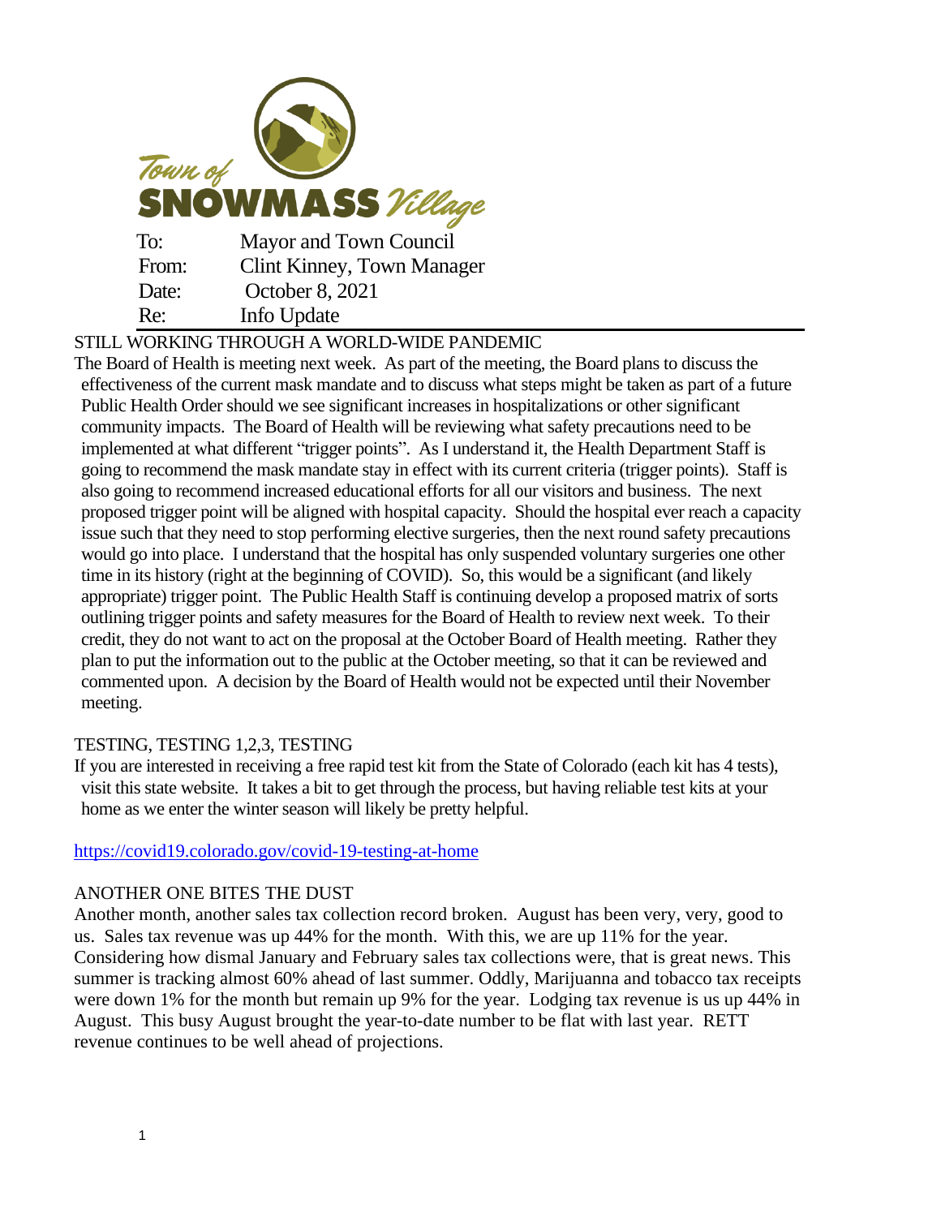Town of SNOWMASS Village

| | |
|---|---|
| To: | Mayor and Town Council |
| From: | Clint Kinney, Town Manager |
| Date: | October 8, 2021 |
| Re: | Info Update |

## STILL WORKING THROUGH A WORLD-WIDE PANDEMIC

The Board of Health is meeting next week. As part of the meeting, the Board plans to discuss the effectiveness of the current mask mandate and to discuss what steps might be taken as part of a future Public Health Order should we see significant increases in hospitalizations or other significant community impacts. The Board of Health will be reviewing what safety precautions need to be implemented at what different "trigger points". As I understand it, the Health Department Staff is going to recommend the mask mandate stay in effect with its current criteria (trigger points). Staff is also going to recommend increased educational efforts for all our visitors and business. The next proposed trigger point will be aligned with hospital capacity. Should the hospital ever reach a capacity issue such that they need to stop performing elective surgeries, then the next round safety precautions would go into place. I understand that the hospital has only suspended voluntary surgeries one other time in its history (right at the beginning of COVID). So, this would be a significant (and likely appropriate) trigger point. The Public Health Staff is continuing develop a proposed matrix of sorts outlining trigger points and safety measures for the Board of Health to review next week. To their credit, they do not want to act on the proposal at the October Board of Health meeting. Rather they plan to put the information out to the public at the October meeting, so that it can be reviewed and commented upon. A decision by the Board of Health would not be expected until their November meeting.

## TESTING, TESTING 1,2,3, TESTING

If you are interested in receiving a free rapid test kit from the State of Colorado (each kit has 4 tests), visit this state website. It takes a bit to get through the process, but having reliable test kits at your home as we enter the winter season will likely be pretty helpful.

https://covid19.colorado.gov/covid-19-testing-at-home

## ANOTHER ONE BITES THE DUST

Another month, another sales tax collection record broken. August has been very, very, good to us. Sales tax revenue was up 44% for the month. With this, we are up 11% for the year. Considering how dismal January and February sales tax collections were, that is great news. This summer is tracking almost 60% ahead of last summer. Oddly, Marijuanna and tobacco tax receipts were down 1% for the month but remain up 9% for the year. Lodging tax revenue is us up 44% in August. This busy August brought the year-to-date number to be flat with last year. RETT revenue continues to be well ahead of projections.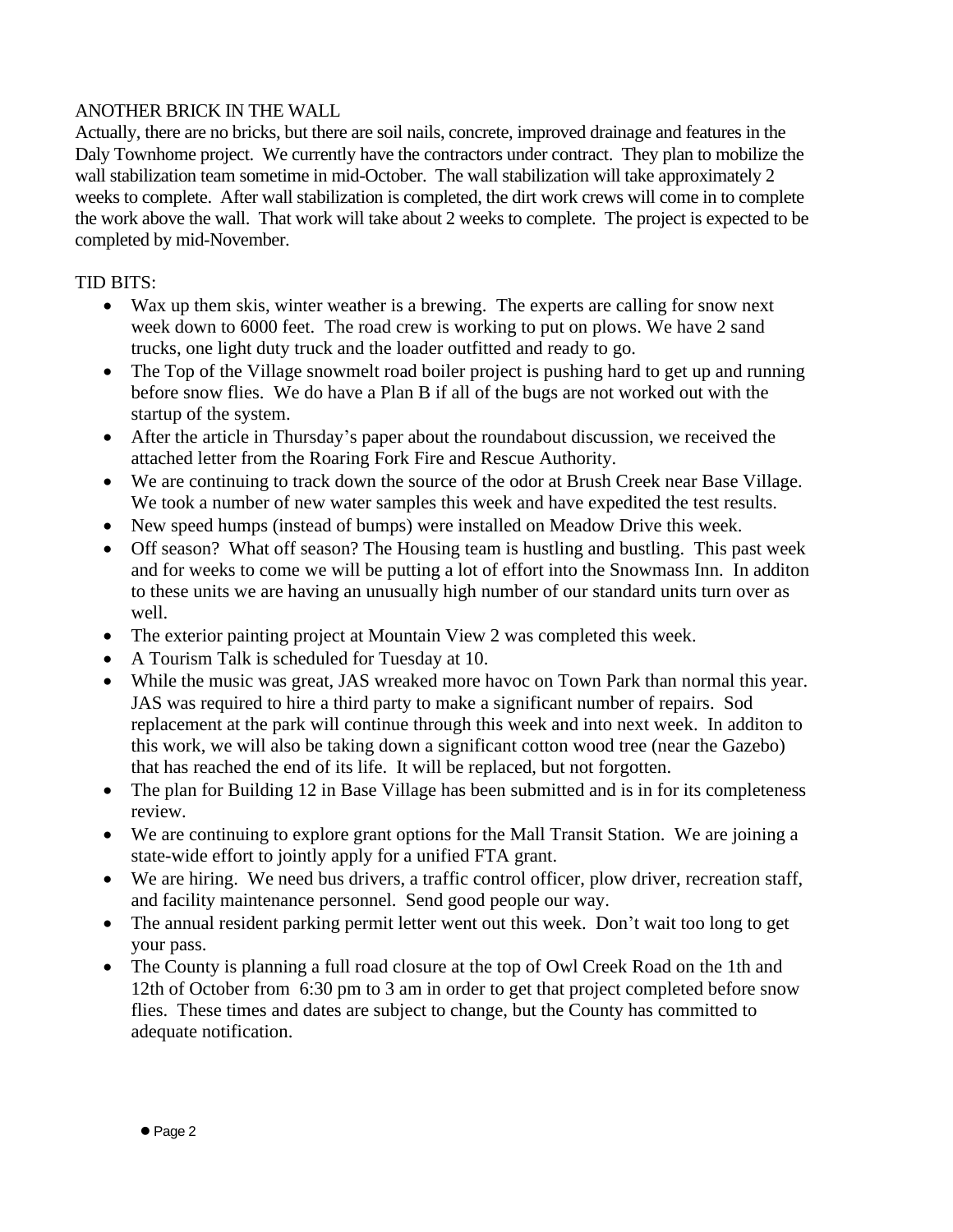ANOTHER BRICK IN THE WALL

Actually, there are no bricks, but there are soil nails, concrete, improved drainage and features in the Daly Townhome project. We currently have the contractors under contract. They plan to mobilize the wall stabilization team sometime in mid-October. The wall stabilization will take approximately 2 weeks to complete. After wall stabilization is completed, the dirt work crews will come in to complete the work above the wall. That work will take about 2 weeks to complete. The project is expected to be completed by mid-November.

TID BITS:

- Wax up them skis, winter weather is a brewing. The experts are calling for snow next week down to 6000 feet. The road crew is working to put on plows. We have 2 sand trucks, one light duty truck and the loader outfitted and ready to go.
- The Top of the Village snowmelt road boiler project is pushing hard to get up and running before snow flies. We do have a Plan B if all of the bugs are not worked out with the startup of the system.
- After the article in Thursday's paper about the roundabout discussion, we received the attached letter from the Roaring Fork Fire and Rescue Authority.
- We are continuing to track down the source of the odor at Brush Creek near Base Village. We took a number of new water samples this week and have expedited the test results.
- New speed humps (instead of bumps) were installed on Meadow Drive this week.
- Off season? What off season? The Housing team is hustling and bustling. This past week and for weeks to come we will be putting a lot of effort into the Snowmass Inn. In additon to these units we are having an unusually high number of our standard units turn over as well.
- The exterior painting project at Mountain View 2 was completed this week.
- A Tourism Talk is scheduled for Tuesday at 10.
- While the music was great, JAS wreaked more havoc on Town Park than normal this year. JAS was required to hire a third party to make a significant number of repairs. Sod replacement at the park will continue through this week and into next week. In additon to this work, we will also be taking down a significant cotton wood tree (near the Gazebo) that has reached the end of its life. It will be replaced, but not forgotten.
- The plan for Building 12 in Base Village has been submitted and is in for its completeness review.
- We are continuing to explore grant options for the Mall Transit Station. We are joining a state-wide effort to jointly apply for a unified FTA grant.
- We are hiring. We need bus drivers, a traffic control officer, plow driver, recreation staff, and facility maintenance personnel. Send good people our way.
- The annual resident parking permit letter went out this week. Don't wait too long to get your pass.
- The County is planning a full road closure at the top of Owl Creek Road on the 1th and 12th of October from 6:30 pm to 3 am in order to get that project completed before snow flies. These times and dates are subject to change, but the County has committed to adequate notification.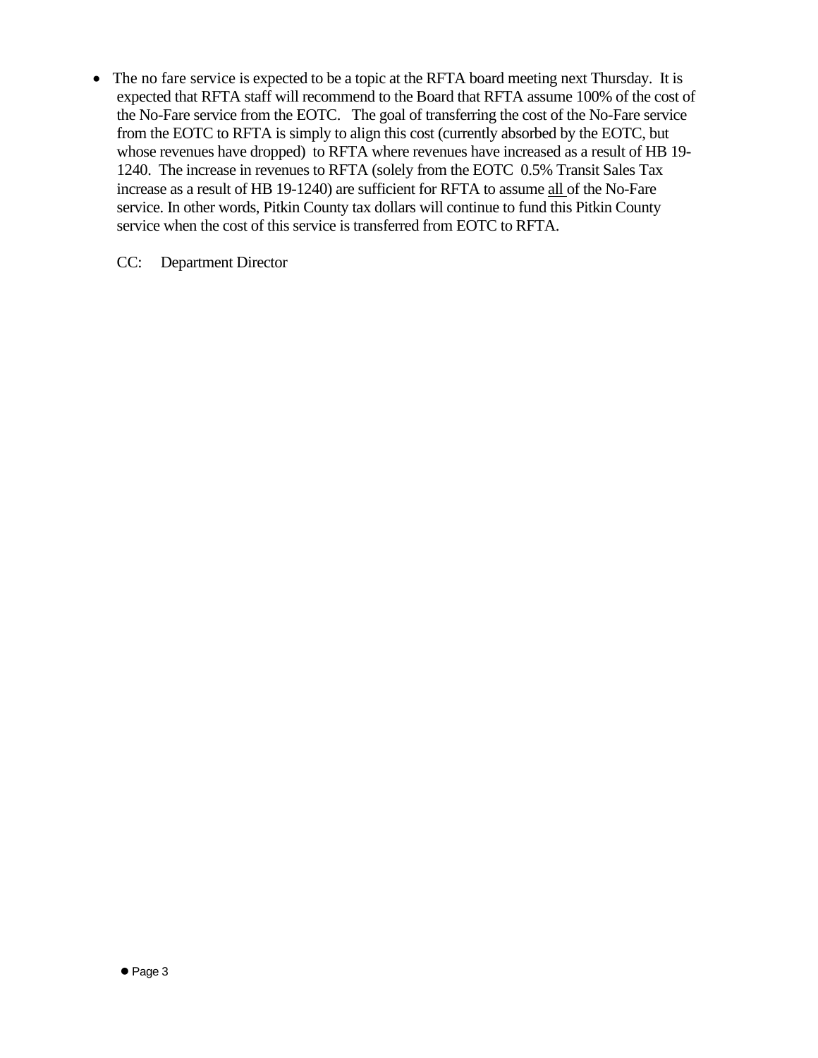- The no fare service is expected to be a topic at the RFTA board meeting next Thursday. It is expected that RFTA staff will recommend to the Board that RFTA assume 100% of the cost of the No-Fare service from the EOTC. The goal of transferring the cost of the No-Fare service from the EOTC to RFTA is simply to align this cost (currently absorbed by the EOTC, but whose revenues have dropped) to RFTA where revenues have increased as a result of HB 19-1240. The increase in revenues to RFTA (solely from the EOTC 0.5% Transit Sales Tax increase as a result of HB 19-1240) are sufficient for RFTA to assume <u>all</u> of the No-Fare service. In other words, Pitkin County tax dollars will continue to fund this Pitkin County service when the cost of this service is transferred from EOTC to RFTA.

CC: Department Director